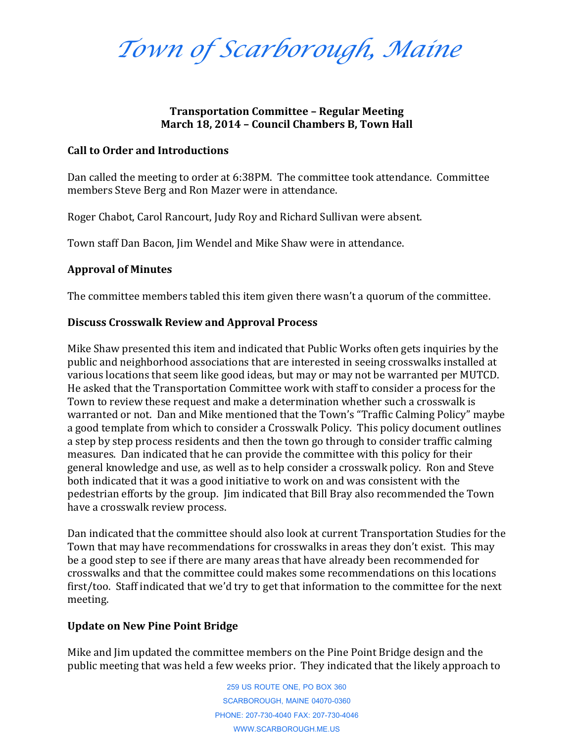# *Town of Scarborough, Maine*

**Transportation Committee – Regular Meeting**
**March 18, 2014 – Council Chambers B, Town Hall**

## Call to Order and Introductions

Dan called the meeting to order at 6:38PM. The committee took attendance. Committee members Steve Berg and Ron Mazer were in attendance.

Roger Chabot, Carol Rancourt, Judy Roy and Richard Sullivan were absent.

Town staff Dan Bacon, Jim Wendel and Mike Shaw were in attendance.

## Approval of Minutes

The committee members tabled this item given there wasn't a quorum of the committee.

## Discuss Crosswalk Review and Approval Process

Mike Shaw presented this item and indicated that Public Works often gets inquiries by the public and neighborhood associations that are interested in seeing crosswalks installed at various locations that seem like good ideas, but may or may not be warranted per MUTCD. He asked that the Transportation Committee work with staff to consider a process for the Town to review these request and make a determination whether such a crosswalk is warranted or not. Dan and Mike mentioned that the Town's "Traffic Calming Policy" maybe a good template from which to consider a Crosswalk Policy. This policy document outlines a step by step process residents and then the town go through to consider traffic calming measures. Dan indicated that he can provide the committee with this policy for their general knowledge and use, as well as to help consider a crosswalk policy. Ron and Steve both indicated that it was a good initiative to work on and was consistent with the pedestrian efforts by the group. Jim indicated that Bill Bray also recommended the Town have a crosswalk review process.

Dan indicated that the committee should also look at current Transportation Studies for the Town that may have recommendations for crosswalks in areas they don't exist. This may be a good step to see if there are many areas that have already been recommended for crosswalks and that the committee could makes some recommendations on this locations first/too. Staff indicated that we'd try to get that information to the committee for the next meeting.

## Update on New Pine Point Bridge

Mike and Jim updated the committee members on the Pine Point Bridge design and the public meeting that was held a few weeks prior. They indicated that the likely approach to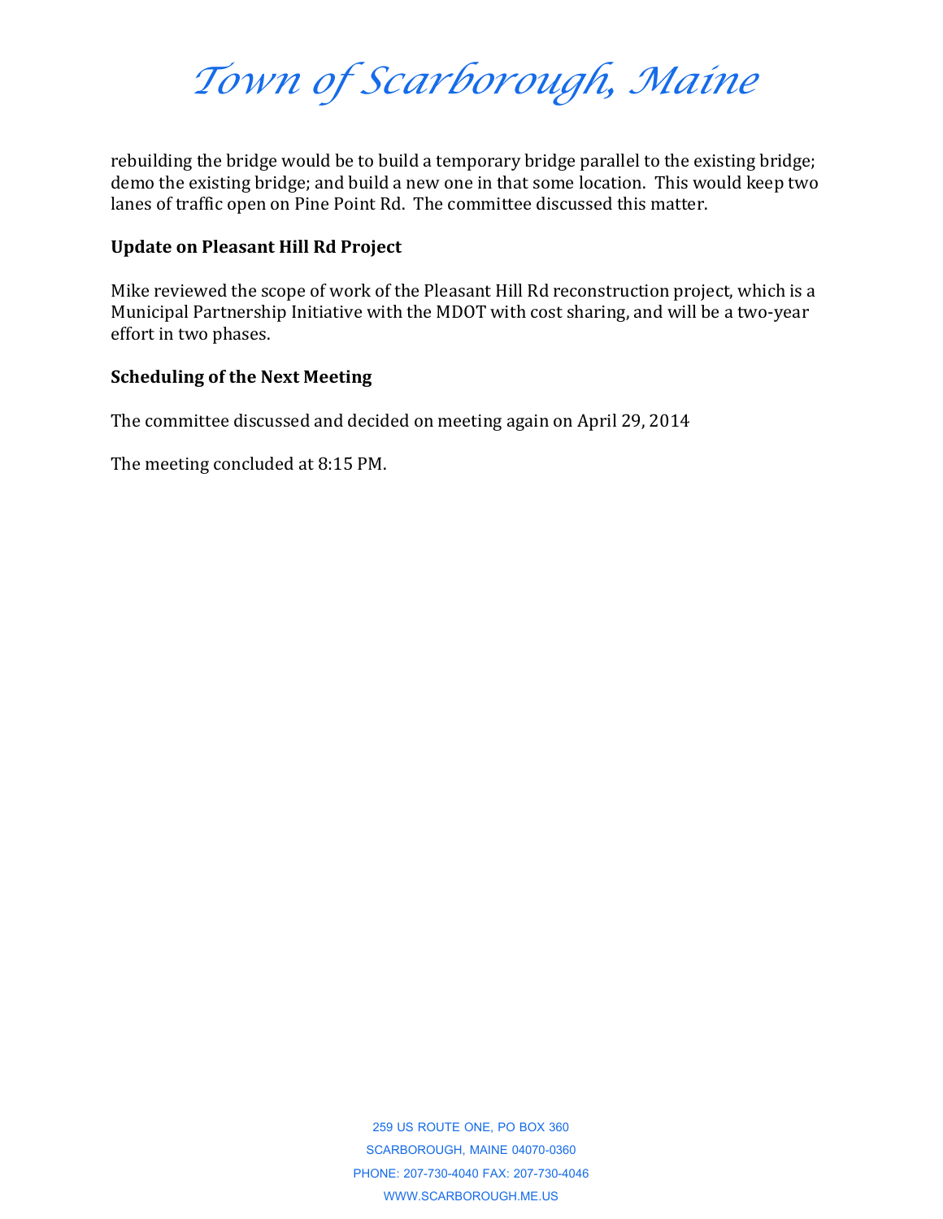rebuilding the bridge would be to build a temporary bridge parallel to the existing bridge; demo the existing bridge; and build a new one in that some location. This would keep two lanes of traffic open on Pine Point Rd. The committee discussed this matter.

**Update on Pleasant Hill Rd Project**

Mike reviewed the scope of work of the Pleasant Hill Rd reconstruction project, which is a Municipal Partnership Initiative with the MDOT with cost sharing, and will be a two-year effort in two phases.

**Scheduling of the Next Meeting**

The committee discussed and decided on meeting again on April 29, 2014

The meeting concluded at 8:15 PM.